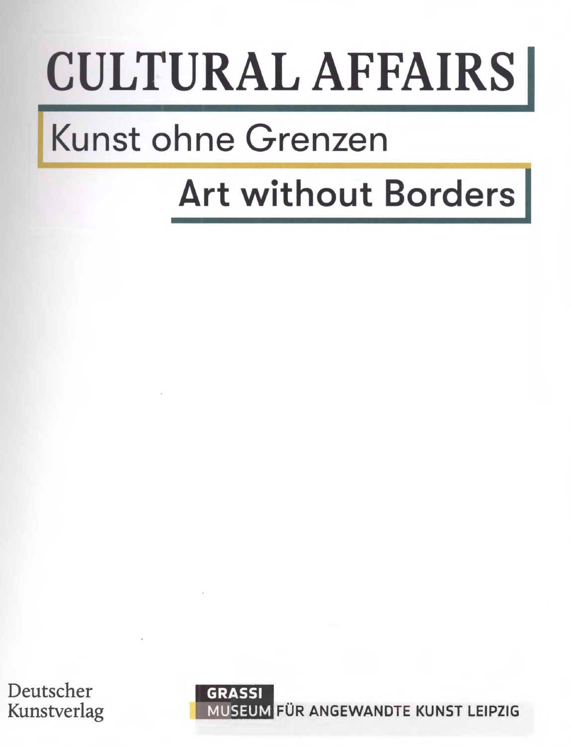# CULTURAL AFFAIRS

## Kunst ohne Grenzen

## Art without Borders

Deutscher Kunstverlag

GRASSI MUSEUM FÜR ANGEWANDTE KUNST LEIPZIG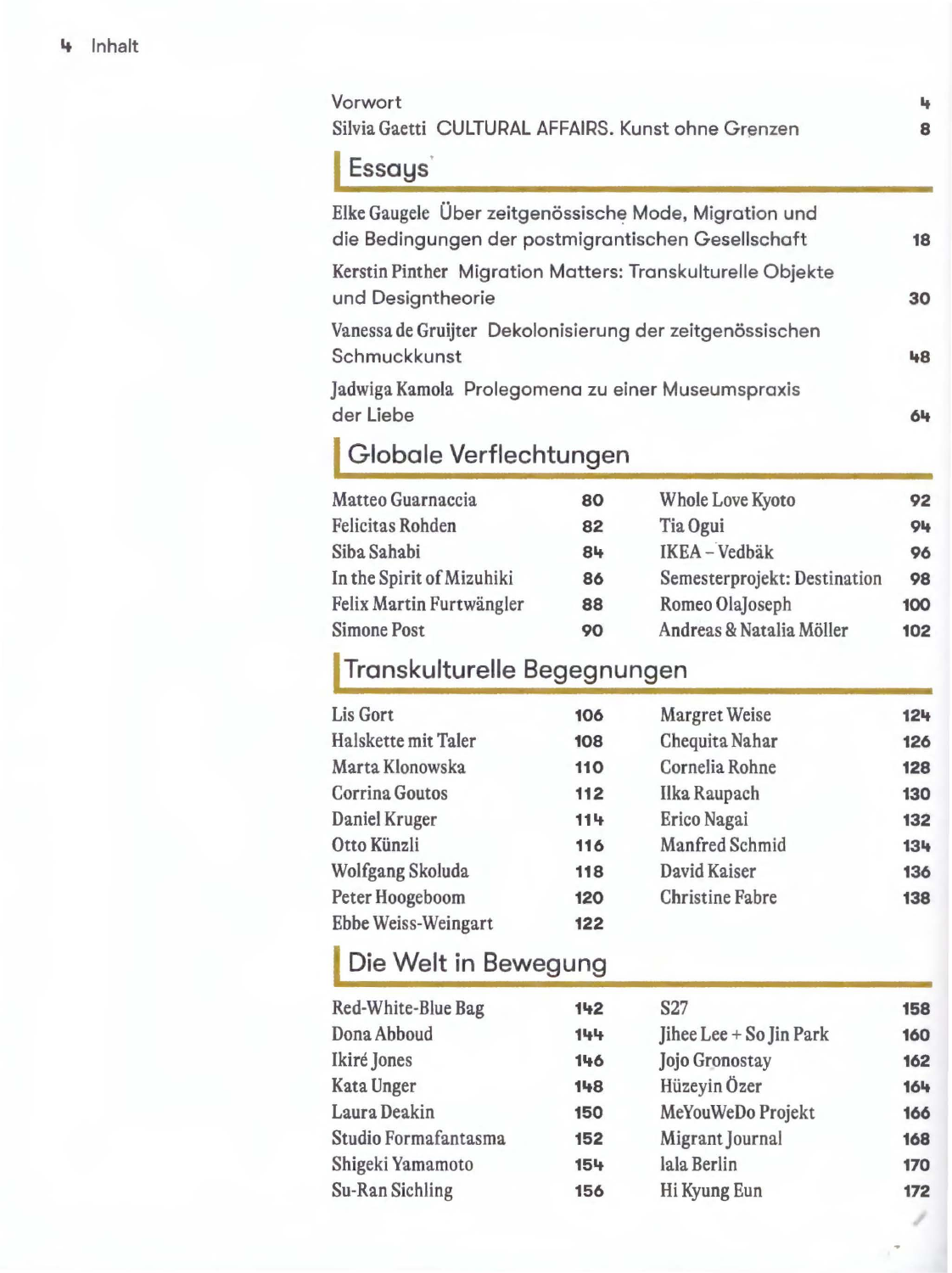# Inhalt

Vorwort 4

Silvia Gaetti CULTURAL AFFAIRS. Kunst ohne Grenzen 8

## Essays

Elke Gaugele Über zeitgenössische Mode, Migration und die Bedingungen der postmigrantischen Gesellschaft 18

Kerstin Pinther Migration Matters: Transkulturelle Objekte und Designtheorie 30

Vanessa de Gruijter Dekolonisierung der zeitgenössischen Schmuckkunst 48

Jadwiga Kamola Prolegomena zu einer Museumspraxis der Liebe 64

## Globale Verflechtungen

Matteo Guarnaccia 80
Felicitas Rohden 82
Siba Sahabi 84
In the Spirit of Mizuhiki 86
Felix Martin Furtwängler 88
Simone Post 90
Whole Love Kyoto 92
Tia Ogui 94
IKEA – Vedbäk 96
Semesterprojekt: Destination 98
Romeo OlaJoseph 100
Andreas & Natalia Möller 102

## Transkulturelle Begegnungen

Lis Gort 106
Halskette mit Taler 108
Marta Klonowska 110
Corrina Goutos 112
Daniel Kruger 114
Otto Künzli 116
Wolfgang Skoluda 118
Peter Hoogeboom 120
Ebbe Weiss-Weingart 122
Margret Weise 124
Chequita Nahar 126
Cornelia Rohne 128
Ilka Raupach 130
Erico Nagai 132
Manfred Schmid 134
David Kaiser 136
Christine Fabre 138

## Die Welt in Bewegung

Red-White-Blue Bag 142
Dona Abboud 144
Ikiré Jones 146
Kata Unger 148
Laura Deakin 150
Studio Formafantasma 152
Shigeki Yamamoto 154
Su-Ran Sichling 156
S27 158
Jihee Lee + So Jin Park 160
Jojo Gronostay 162
Hüzeyin Özer 164
MeYouWeDo Projekt 166
Migrant Journal 168
lala Berlin 170
Hi Kyung Eun 172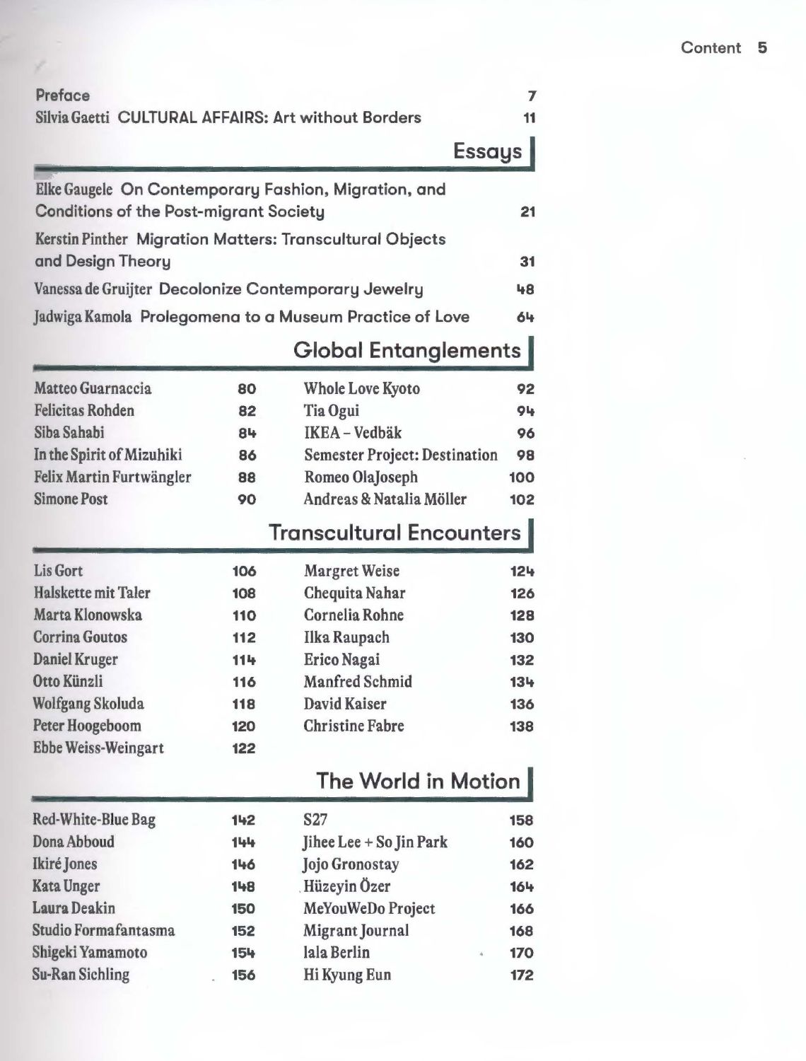# Content

Preface 7

Silvia Gaetti **CULTURAL AFFAIRS: Art without Borders** 11

## Essays

Elke Gaugele **On Contemporary Fashion, Migration, and Conditions of the Post-migrant Society** 21

Kerstin Pinther **Migration Matters: Transcultural Objects and Design Theory** 31

Vanessa de Gruijter **Decolonize Contemporary Jewelry** 48

Jadwiga Kamola **Prolegomena to a Museum Practice of Love** 64

## Global Entanglements

| | |
|---|---|
| Matteo Guarnaccia | 80 |
| Felicitas Rohden | 82 |
| Siba Sahabi | 84 |
| In the Spirit of Mizuhiki | 86 |
| Felix Martin Furtwängler | 88 |
| Simone Post | 90 |
| Whole Love Kyoto | 92 |
| Tia Ogui | 94 |
| IKEA – Vedbäk | 96 |
| Semester Project: Destination | 98 |
| Romeo OlaJoseph | 100 |
| Andreas & Natalia Möller | 102 |

## Transcultural Encounters

| | |
|---|---|
| Lis Gort | 106 |
| Halskette mit Taler | 108 |
| Marta Klonowska | 110 |
| Corrina Goutos | 112 |
| Daniel Kruger | 114 |
| Otto Künzli | 116 |
| Wolfgang Skoluda | 118 |
| Peter Hoogeboom | 120 |
| Ebbe Weiss-Weingart | 122 |
| Margret Weise | 124 |
| Chequita Nahar | 126 |
| Cornelia Rohne | 128 |
| Ilka Raupach | 130 |
| Erico Nagai | 132 |
| Manfred Schmid | 134 |
| David Kaiser | 136 |
| Christine Fabre | 138 |

## The World in Motion

| | |
|---|---|
| Red-White-Blue Bag | 142 |
| Dona Abboud | 144 |
| Ikiré Jones | 146 |
| Kata Unger | 148 |
| Laura Deakin | 150 |
| Studio Formafantasma | 152 |
| Shigeki Yamamoto | 154 |
| Su-Ran Sichling | 156 |
| S27 | 158 |
| Jihee Lee + So Jin Park | 160 |
| Jojo Gronostay | 162 |
| Hüzeyin Özer | 164 |
| MeYouWeDo Project | 166 |
| Migrant Journal | 168 |
| lala Berlin | 170 |
| Hi Kyung Eun | 172 |